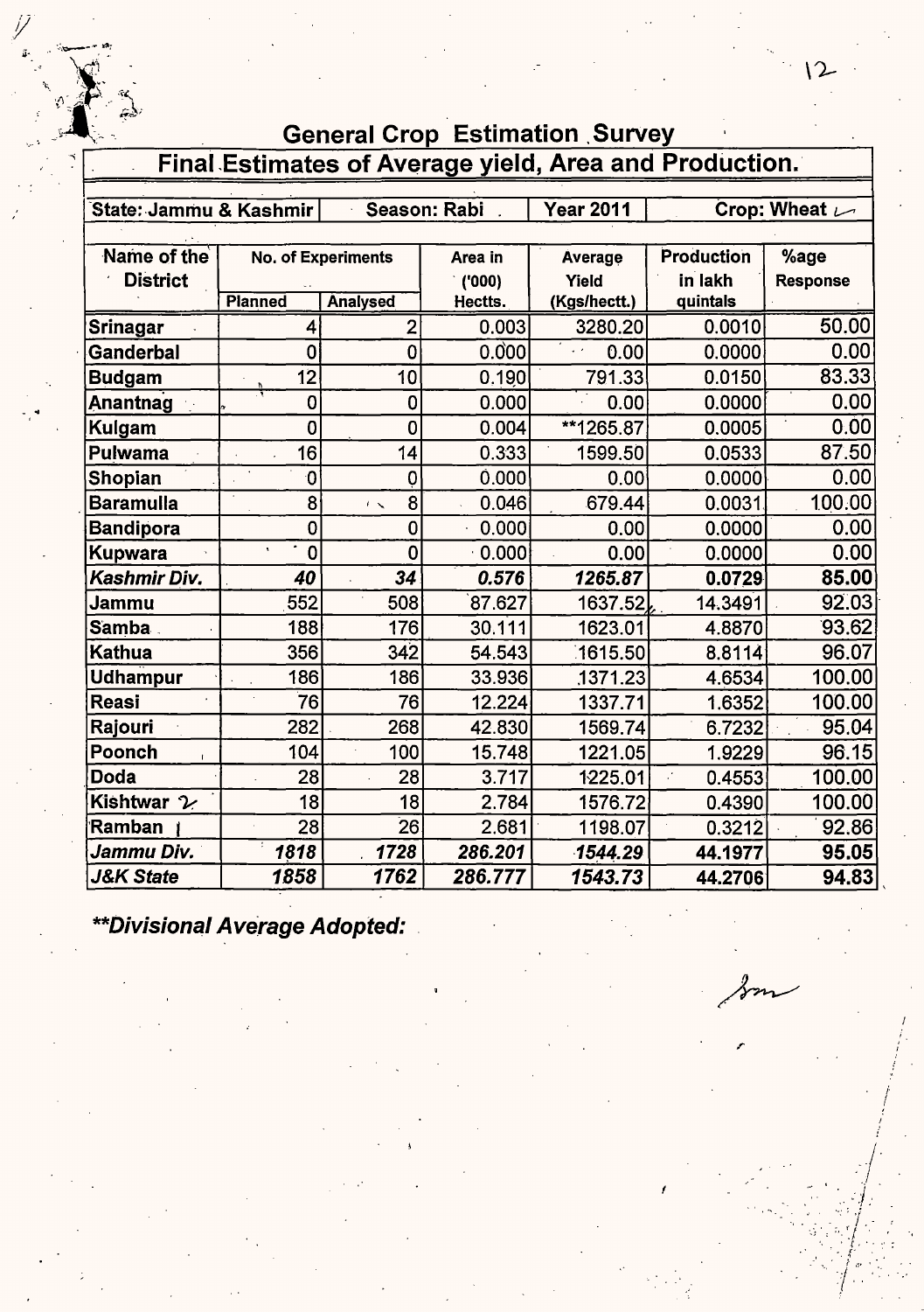# General Crop Estimation Survey

## Final Estimates of Average yield, Area and Production.

| State: Jammu & Kashmir | Season: Rabi | Year 2011 | Crop: Wheat |
|---|---|---|---|

| Name of the District | No. of Experiments | | Area in ('000) Hectts. | Average Yield (Kgs/hectt.) | Production in lakh quintals | %age Response |
|---|---|---|---|---|---|---|
| | Planned | Analysed | | | | |
| Srinagar | 4 | 2 | 0.003 | 3280.20 | 0.0010 | 50.00 |
| Ganderbal | 0 | 0 | 0.000 | 0.00 | 0.0000 | 0.00 |
| Budgam | 12 | 10 | 0.190 | 791.33 | 0.0150 | 83.33 |
| Anantnag | 0 | 0 | 0.000 | 0.00 | 0.0000 | 0.00 |
| Kulgam | 0 | 0 | 0.004 | **1265.87 | 0.0005 | 0.00 |
| Pulwama | 16 | 14 | 0.333 | 1599.50 | 0.0533 | 87.50 |
| Shopian | 0 | 0 | 0.000 | 0.00 | 0.0000 | 0.00 |
| Baramulla | 8 | 8 | 0.046 | 679.44 | 0.0031 | 100.00 |
| Bandipora | 0 | 0 | 0.000 | 0.00 | 0.0000 | 0.00 |
| Kupwara | 0 | 0 | 0.000 | 0.00 | 0.0000 | 0.00 |
| ***Kashmir Div.*** | ***40*** | ***34*** | ***0.576*** | ***1265.87*** | **0.0729** | **85.00** |
| Jammu | 552 | 508 | 87.627 | 1637.52 | 14.3491 | 92.03 |
| Samba | 188 | 176 | 30.111 | 1623.01 | 4.8870 | 93.62 |
| Kathua | 356 | 342 | 54.543 | 1615.50 | 8.8114 | 96.07 |
| Udhampur | 186 | 186 | 33.936 | 1371.23 | 4.6534 | 100.00 |
| Reasi | 76 | 76 | 12.224 | 1337.71 | 1.6352 | 100.00 |
| Rajouri | 282 | 268 | 42.830 | 1569.74 | 6.7232 | 95.04 |
| Poonch | 104 | 100 | 15.748 | 1221.05 | 1.9229 | 96.15 |
| Doda | 28 | 28 | 3.717 | 1225.01 | 0.4553 | 100.00 |
| Kishtwar | 18 | 18 | 2.784 | 1576.72 | 0.4390 | 100.00 |
| Ramban | 28 | 26 | 2.681 | 1198.07 | 0.3212 | 92.86 |
| ***Jammu Div.*** | ***1818*** | ***1728*** | ***286.201*** | ***1544.29*** | **44.1977** | **95.05** |
| ***J&K State*** | ***1858*** | ***1762*** | ***286.777*** | ***1543.73*** | **44.2706** | **94.83** |

***\*\*Divisional Average Adopted:***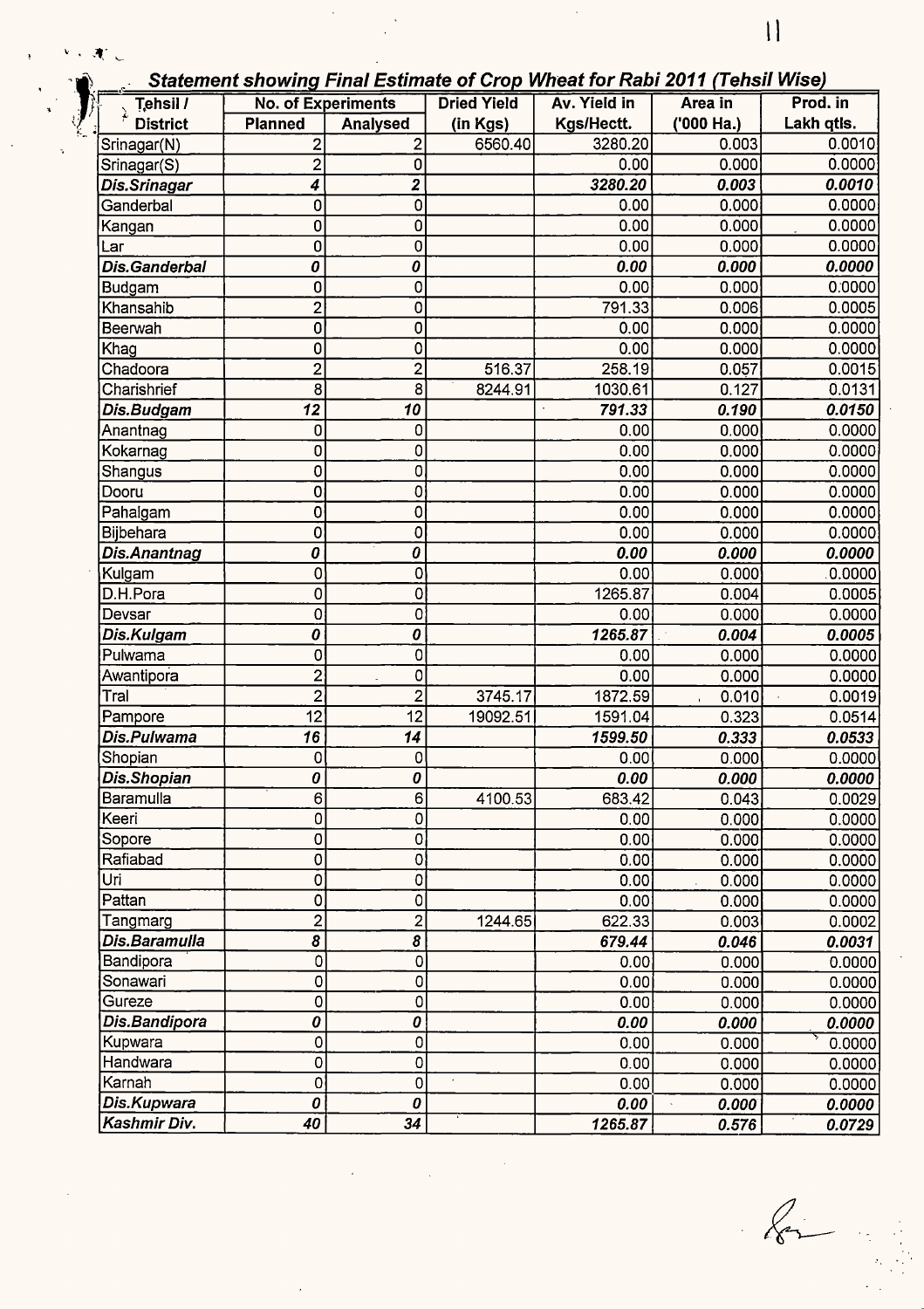## *Statement showing Final Estimate of Crop Wheat for Rabi 2011 (Tehsil Wise)*

| Tehsil / District | No. of Experiments | | Dried Yield (in Kgs) | Av. Yield in Kgs/Hectt. | Area in ('000 Ha.) | Prod. in Lakh qtls. |
|---|---|---|---|---|---|---|
| | Planned | Analysed | | | | |
| Srinagar(N) | 2 | 2 | 6560.40 | 3280.20 | 0.003 | 0.0010 |
| Srinagar(S) | 2 | 0 | | 0.00 | 0.000 | 0.0000 |
| ***Dis.Srinagar*** | ***4*** | ***2*** | | ***3280.20*** | ***0.003*** | ***0.0010*** |
| Ganderbal | 0 | 0 | | 0.00 | 0.000 | 0.0000 |
| Kangan | 0 | 0 | | 0.00 | 0.000 | 0.0000 |
| Lar | 0 | 0 | | 0.00 | 0.000 | 0.0000 |
| ***Dis.Ganderbal*** | ***0*** | ***0*** | | ***0.00*** | ***0.000*** | ***0.0000*** |
| Budgam | 0 | 0 | | 0.00 | 0.000 | 0.0000 |
| Khansahib | 2 | 0 | | 791.33 | 0.006 | 0.0005 |
| Beerwah | 0 | 0 | | 0.00 | 0.000 | 0.0000 |
| Khag | 0 | 0 | | 0.00 | 0.000 | 0.0000 |
| Chadoora | 2 | 2 | 516.37 | 258.19 | 0.057 | 0.0015 |
| Charishrief | 8 | 8 | 8244.91 | 1030.61 | 0.127 | 0.0131 |
| ***Dis.Budgam*** | ***12*** | ***10*** | | ***791.33*** | ***0.190*** | ***0.0150*** |
| Anantnag | 0 | 0 | | 0.00 | 0.000 | 0.0000 |
| Kokarnag | 0 | 0 | | 0.00 | 0.000 | 0.0000 |
| Shangus | 0 | 0 | | 0.00 | 0.000 | 0.0000 |
| Dooru | 0 | 0 | | 0.00 | 0.000 | 0.0000 |
| Pahalgam | 0 | 0 | | 0.00 | 0.000 | 0.0000 |
| Bijbehara | 0 | 0 | | 0.00 | 0.000 | 0.0000 |
| ***Dis.Anantnag*** | ***0*** | ***0*** | | ***0.00*** | ***0.000*** | ***0.0000*** |
| Kulgam | 0 | 0 | | 0.00 | 0.000 | 0.0000 |
| D.H.Pora | 0 | 0 | | 1265.87 | 0.004 | 0.0005 |
| Devsar | 0 | 0 | | 0.00 | 0.000 | 0.0000 |
| ***Dis.Kulgam*** | ***0*** | ***0*** | | ***1265.87*** | ***0.004*** | ***0.0005*** |
| Pulwama | 0 | 0 | | 0.00 | 0.000 | 0.0000 |
| Awantipora | 2 | 0 | | 0.00 | 0.000 | 0.0000 |
| Tral | 2 | 2 | 3745.17 | 1872.59 | 0.010 | 0.0019 |
| Pampore | 12 | 12 | 19092.51 | 1591.04 | 0.323 | 0.0514 |
| ***Dis.Pulwama*** | ***16*** | ***14*** | | ***1599.50*** | ***0.333*** | ***0.0533*** |
| Shopian | 0 | 0 | | 0.00 | 0.000 | 0.0000 |
| ***Dis.Shopian*** | ***0*** | ***0*** | | ***0.00*** | ***0.000*** | ***0.0000*** |
| Baramulla | 6 | 6 | 4100.53 | 683.42 | 0.043 | 0.0029 |
| Keeri | 0 | 0 | | 0.00 | 0.000 | 0.0000 |
| Sopore | 0 | 0 | | 0.00 | 0.000 | 0.0000 |
| Rafiabad | 0 | 0 | | 0.00 | 0.000 | 0.0000 |
| Uri | 0 | 0 | | 0.00 | 0.000 | 0.0000 |
| Pattan | 0 | 0 | | 0.00 | 0.000 | 0.0000 |
| Tangmarg | 2 | 2 | 1244.65 | 622.33 | 0.003 | 0.0002 |
| ***Dis.Baramulla*** | ***8*** | ***8*** | | ***679.44*** | ***0.046*** | ***0.0031*** |
| Bandipora | 0 | 0 | | 0.00 | 0.000 | 0.0000 |
| Sonawari | 0 | 0 | | 0.00 | 0.000 | 0.0000 |
| Gureze | 0 | 0 | | 0.00 | 0.000 | 0.0000 |
| ***Dis.Bandipora*** | ***0*** | ***0*** | | ***0.00*** | ***0.000*** | ***0.0000*** |
| Kupwara | 0 | 0 | | 0.00 | 0.000 | 0.0000 |
| Handwara | 0 | 0 | | 0.00 | 0.000 | 0.0000 |
| Karnah | 0 | 0 | | 0.00 | 0.000 | 0.0000 |
| ***Dis.Kupwara*** | ***0*** | ***0*** | | ***0.00*** | ***0.000*** | ***0.0000*** |
| ***Kashmir Div.*** | ***40*** | ***34*** | | ***1265.87*** | ***0.576*** | ***0.0729*** |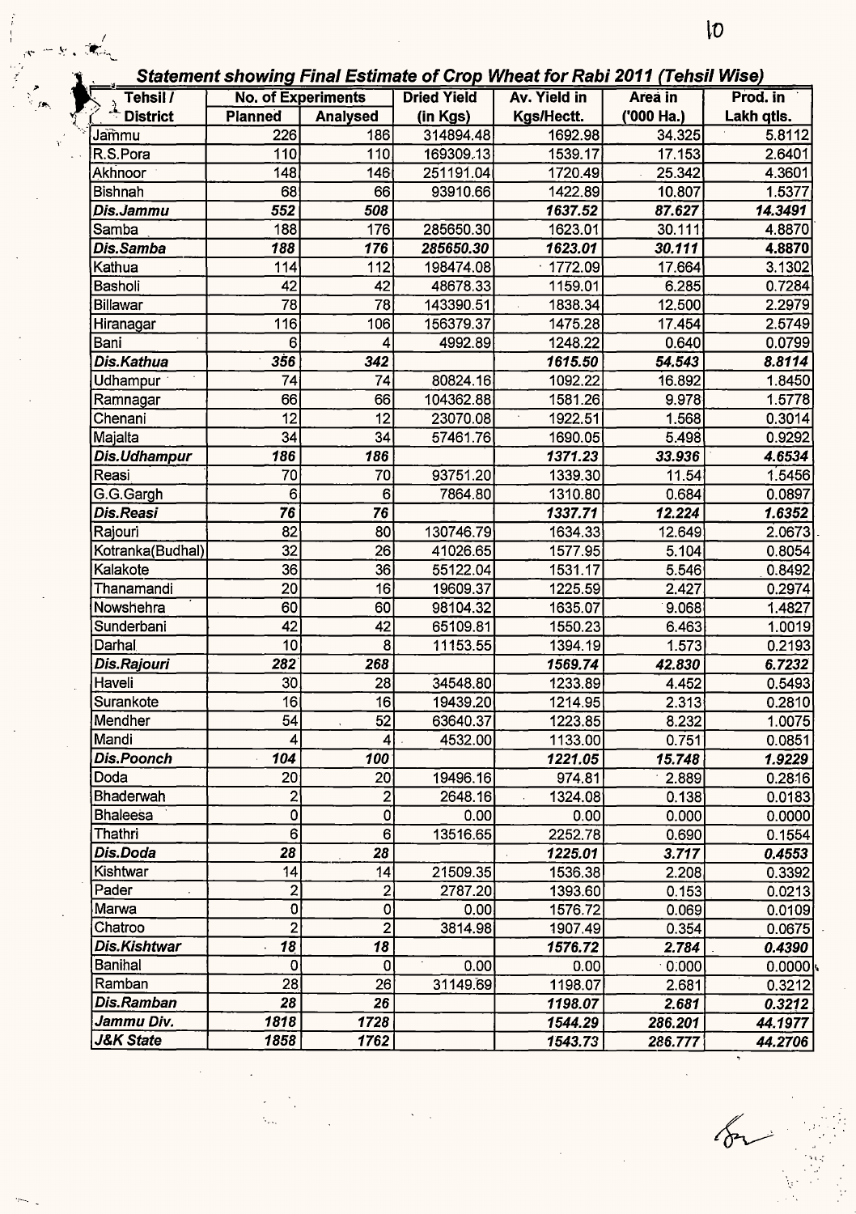## *Statement showing Final Estimate of Crop Wheat for Rabi 2011 (Tehsil Wise)*

| Tehsil / District | No. of Experiments | | Dried Yield | Av. Yield in | Area in | Prod. in |
|---|---|---|---|---|---|---|
| | Planned | Analysed | (in Kgs) | Kgs/Hectt. | ('000 Ha.) | Lakh qtls. |
| Jammu | 226 | 186 | 314894.48 | 1692.98 | 34.325 | 5.8112 |
| R.S.Pora | 110 | 110 | 169309.13 | 1539.17 | 17.153 | 2.6401 |
| Akhnoor | 148 | 146 | 251191.04 | 1720.49 | 25.342 | 4.3601 |
| Bishnah | 68 | 66 | 93910.66 | 1422.89 | 10.807 | 1.5377 |
| ***Dis.Jammu*** | ***552*** | ***508*** | | ***1637.52*** | ***87.627*** | ***14.3491*** |
| Samba | 188 | 176 | 285650.30 | 1623.01 | 30.111 | 4.8870 |
| ***Dis.Samba*** | ***188*** | ***176*** | ***285650.30*** | ***1623.01*** | ***30.111*** | ***4.8870*** |
| Kathua | 114 | 112 | 198474.08 | 1772.09 | 17.664 | 3.1302 |
| Basholi | 42 | 42 | 48678.33 | 1159.01 | 6.285 | 0.7284 |
| Billawar | 78 | 78 | 143390.51 | 1838.34 | 12.500 | 2.2979 |
| Hiranagar | 116 | 106 | 156379.37 | 1475.28 | 17.454 | 2.5749 |
| Bani | 6 | 4 | 4992.89 | 1248.22 | 0.640 | 0.0799 |
| ***Dis.Kathua*** | ***356*** | ***342*** | | ***1615.50*** | ***54.543*** | ***8.8114*** |
| Udhampur | 74 | 74 | 80824.16 | 1092.22 | 16.892 | 1.8450 |
| Ramnagar | 66 | 66 | 104362.88 | 1581.26 | 9.978 | 1.5778 |
| Chenani | 12 | 12 | 23070.08 | 1922.51 | 1.568 | 0.3014 |
| Majalta | 34 | 34 | 57461.76 | 1690.05 | 5.498 | 0.9292 |
| ***Dis.Udhampur*** | ***186*** | ***186*** | | ***1371.23*** | ***33.936*** | ***4.6534*** |
| Reasi | 70 | 70 | 93751.20 | 1339.30 | 11.54 | 1.5456 |
| G.G.Gargh | 6 | 6 | 7864.80 | 1310.80 | 0.684 | 0.0897 |
| ***Dis.Reasi*** | ***76*** | ***76*** | | ***1337.71*** | ***12.224*** | ***1.6352*** |
| Rajouri | 82 | 80 | 130746.79 | 1634.33 | 12.649 | 2.0673 |
| Kotranka(Budhal) | 32 | 26 | 41026.65 | 1577.95 | 5.104 | 0.8054 |
| Kalakote | 36 | 36 | 55122.04 | 1531.17 | 5.546 | 0.8492 |
| Thanamandi | 20 | 16 | 19609.37 | 1225.59 | 2.427 | 0.2974 |
| Nowshehra | 60 | 60 | 98104.32 | 1635.07 | 9.068 | 1.4827 |
| Sunderbani | 42 | 42 | 65109.81 | 1550.23 | 6.463 | 1.0019 |
| Darhal | 10 | 8 | 11153.55 | 1394.19 | 1.573 | 0.2193 |
| ***Dis.Rajouri*** | ***282*** | ***268*** | | ***1569.74*** | ***42.830*** | ***6.7232*** |
| Haveli | 30 | 28 | 34548.80 | 1233.89 | 4.452 | 0.5493 |
| Surankote | 16 | 16 | 19439.20 | 1214.95 | 2.313 | 0.2810 |
| Mendher | 54 | 52 | 63640.37 | 1223.85 | 8.232 | 1.0075 |
| Mandi | 4 | 4 | 4532.00 | 1133.00 | 0.751 | 0.0851 |
| ***Dis.Poonch*** | ***104*** | ***100*** | | ***1221.05*** | ***15.748*** | ***1.9229*** |
| Doda | 20 | 20 | 19496.16 | 974.81 | 2.889 | 0.2816 |
| Bhaderwah | 2 | 2 | 2648.16 | 1324.08 | 0.138 | 0.0183 |
| Bhaleesa | 0 | 0 | 0.00 | 0.00 | 0.000 | 0.0000 |
| Thathri | 6 | 6 | 13516.65 | 2252.78 | 0.690 | 0.1554 |
| ***Dis.Doda*** | ***28*** | ***28*** | | ***1225.01*** | ***3.717*** | ***0.4553*** |
| Kishtwar | 14 | 14 | 21509.35 | 1536.38 | 2.208 | 0.3392 |
| Pader | 2 | 2 | 2787.20 | 1393.60 | 0.153 | 0.0213 |
| Marwa | 0 | 0 | 0.00 | 1576.72 | 0.069 | 0.0109 |
| Chatroo | 2 | 2 | 3814.98 | 1907.49 | 0.354 | 0.0675 |
| ***Dis.Kishtwar*** | ***18*** | ***18*** | | ***1576.72*** | ***2.784*** | ***0.4390*** |
| Banihal | 0 | 0 | 0.00 | 0.00 | 0.000 | 0.0000 |
| Ramban | 28 | 26 | 31149.69 | 1198.07 | 2.681 | 0.3212 |
| ***Dis.Ramban*** | ***28*** | ***26*** | | ***1198.07*** | ***2.681*** | ***0.3212*** |
| ***Jammu Div.*** | ***1818*** | ***1728*** | | ***1544.29*** | ***286.201*** | ***44.1977*** |
| ***J&K State*** | ***1858*** | ***1762*** | | ***1543.73*** | ***286.777*** | ***44.2706*** |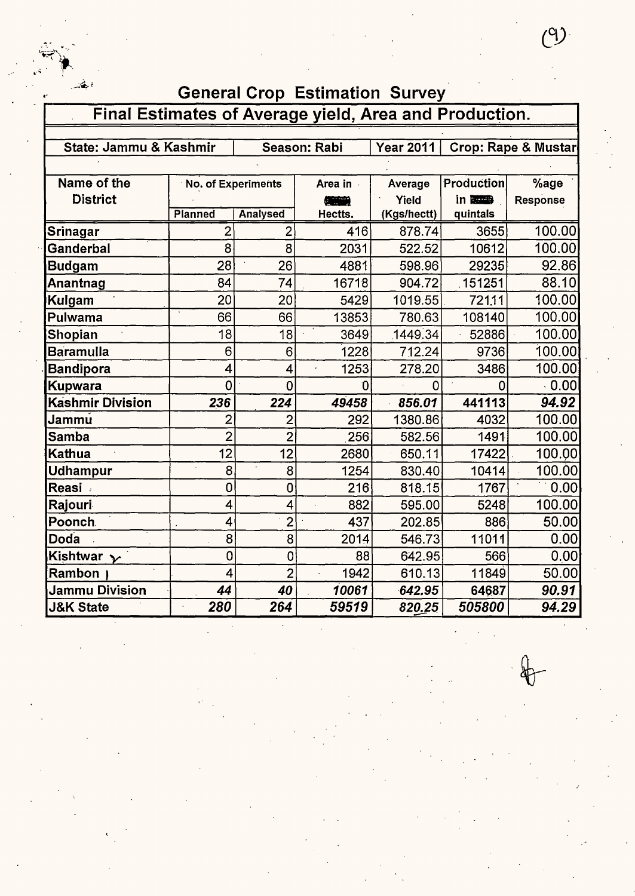## General Crop Estimation Survey

### Final Estimates of Average yield, Area and Production.

| State: Jammu & Kashmir | | | Season: Rabi | Year 2011 | Crop: Rape & Mustar | |
|---|---|---|---|---|---|---|
| **Name of the District** | **No. of Experiments** | | **Area in Hectts.** | **Average Yield (Kgs/hectt)** | **Production in quintals** | **%age Response** |
| | **Planned** | **Analysed** | | | | |
| Srinagar | 2 | 2 | 416 | 878.74 | 3655 | 100.00 |
| Ganderbal | 8 | 8 | 2031 | 522.52 | 10612 | 100.00 |
| Budgam | 28 | 26 | 4881 | 598.96 | 29235 | 92.86 |
| Anantnag | 84 | 74 | 16718 | 904.72 | 151251 | 88.10 |
| Kulgam | 20 | 20 | 5429 | 1019.55 | 72111 | 100.00 |
| Pulwama | 66 | 66 | 13853 | 780.63 | 108140 | 100.00 |
| Shopian | 18 | 18 | 3649 | 1449.34 | 52886 | 100.00 |
| Baramulla | 6 | 6 | 1228 | 712.24 | 9736 | 100.00 |
| Bandipora | 4 | 4 | 1253 | 278.20 | 3486 | 100.00 |
| Kupwara | 0 | 0 | 0 | 0 | 0 | 0.00 |
| **Kashmir Division** | ***236*** | ***224*** | ***49458*** | ***856.01*** | **441113** | ***94.92*** |
| Jammu | 2 | 2 | 292 | 1380.86 | 4032 | 100.00 |
| Samba | 2 | 2 | 256 | 582.56 | 1491 | 100.00 |
| Kathua | 12 | 12 | 2680 | 650.11 | 17422 | 100.00 |
| Udhampur | 8 | 8 | 1254 | 830.40 | 10414 | 100.00 |
| Reasi | 0 | 0 | 216 | 818.15 | 1767 | 0.00 |
| Rajouri | 4 | 4 | 882 | 595.00 | 5248 | 100.00 |
| Poonch | 4 | 2 | 437 | 202.85 | 886 | 50.00 |
| Doda | 8 | 8 | 2014 | 546.73 | 11011 | 0.00 |
| Kishtwar | 0 | 0 | 88 | 642.95 | 566 | 0.00 |
| Rambon | 4 | 2 | 1942 | 610.13 | 11849 | 50.00 |
| **Jammu Division** | ***44*** | ***40*** | ***10061*** | ***642.95*** | **64687** | ***90.91*** |
| **J&K State** | ***280*** | ***264*** | ***59519*** | ***820.25*** | ***505800*** | ***94.29*** |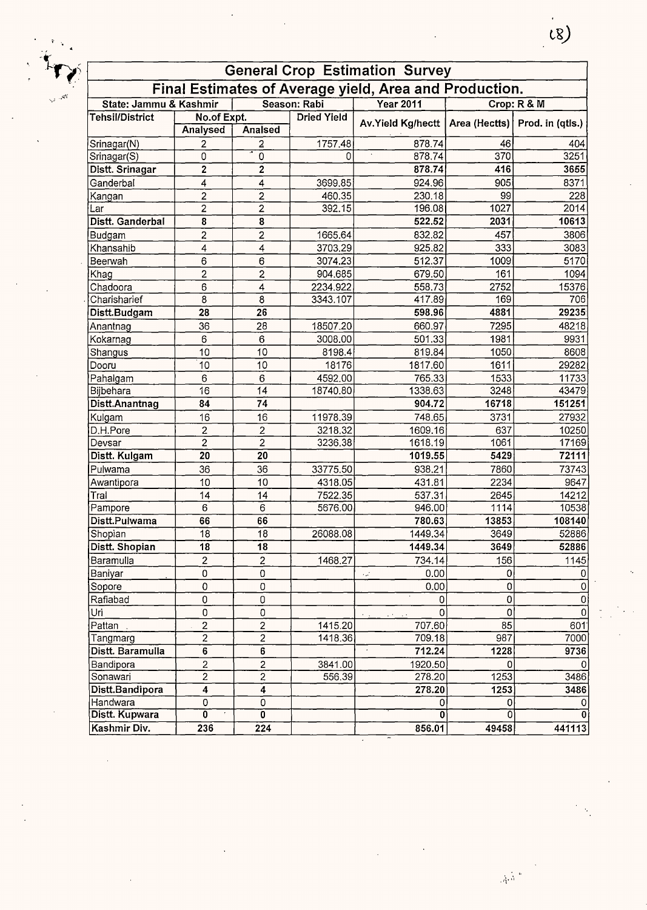| General Crop Estimation Survey | | | | | | |
|---|---|---|---|---|---|---|
| Final Estimates of Average yield, Area and Production. | | | | | | |
| State: Jammu & Kashmir | Season: Rabi | | Year 2011 | Crop: R & M | | |
| Tehsil/District | No.of Expt. | | Dried Yield | Av.Yield Kg/hectt | Area (Hectts) | Prod. in (qtls.) |
| | Analysed | Analsed | | | | |
| Srinagar(N) | 2 | 2 | 1757.48 | 878.74 | 46 | 404 |
| Srinagar(S) | 0 | 0 | 0 | 878.74 | 370 | 3251 |
| **Distt. Srinagar** | **2** | **2** | | **878.74** | **416** | **3655** |
| Ganderbal | 4 | 4 | 3699.85 | 924.96 | 905 | 8371 |
| Kangan | 2 | 2 | 460.35 | 230.18 | 99 | 228 |
| Lar | 2 | 2 | 392.15 | 196.08 | 1027 | 2014 |
| **Distt. Ganderbal** | **8** | **8** | | **522.52** | **2031** | **10613** |
| Budgam | 2 | 2 | 1665.64 | 832.82 | 457 | 3806 |
| Khansahib | 4 | 4 | 3703.29 | 925.82 | 333 | 3083 |
| Beerwah | 6 | 6 | 3074.23 | 512.37 | 1009 | 5170 |
| Khag | 2 | 2 | 904.685 | 679.50 | 161 | 1094 |
| Chadoora | 6 | 4 | 2234.922 | 558.73 | 2752 | 15376 |
| Charisharief | 8 | 8 | 3343.107 | 417.89 | 169 | 706 |
| **Distt.Budgam** | **28** | **26** | | **598.96** | **4881** | **29235** |
| Anantnag | 36 | 28 | 18507.20 | 660.97 | 7295 | 48218 |
| Kokarnag | 6 | 6 | 3008.00 | 501.33 | 1981 | 9931 |
| Shangus | 10 | 10 | 8198.4 | 819.84 | 1050 | 8608 |
| Dooru | 10 | 10 | 18176 | 1817.60 | 1611 | 29282 |
| Pahalgam | 6 | 6 | 4592.00 | 765.33 | 1533 | 11733 |
| Bijbehara | 16 | 14 | 18740.80 | 1338.63 | 3248 | 43479 |
| **Distt.Anantnag** | **84** | **74** | | **904.72** | **16718** | **151251** |
| Kulgam | 16 | 16 | 11978.39 | 748.65 | 3731 | 27932 |
| D.H.Pore | 2 | 2 | 3218.32 | 1609.16 | 637 | 10250 |
| Devsar | 2 | 2 | 3236.38 | 1618.19 | 1061 | 17169 |
| **Distt. Kulgam** | **20** | **20** | | **1019.55** | **5429** | **72111** |
| Pulwama | 36 | 36 | 33775.50 | 938.21 | 7860 | 73743 |
| Awantipora | 10 | 10 | 4318.05 | 431.81 | 2234 | 9647 |
| Tral | 14 | 14 | 7522.35 | 537.31 | 2645 | 14212 |
| Pampore | 6 | 6 | 5676.00 | 946.00 | 1114 | 10538 |
| **Distt.Pulwama** | **66** | **66** | | **780.63** | **13853** | **108140** |
| Shopian | 18 | 18 | 26088.08 | 1449.34 | 3649 | 52886 |
| **Distt. Shopian** | **18** | **18** | | **1449.34** | **3649** | **52886** |
| Baramulla | 2 | 2 | 1468.27 | 734.14 | 156 | 1145 |
| Baniyar | 0 | 0 | | 0.00 | 0 | 0 |
| Sopore | 0 | 0 | | 0.00 | 0 | 0 |
| Rafiabad | 0 | 0 | | 0 | 0 | 0 |
| Uri | 0 | 0 | | 0 | 0 | 0 |
| Pattan | 2 | 2 | 1415.20 | 707.60 | 85 | 601 |
| Tangmarg | 2 | 2 | 1418.36 | 709.18 | 987 | 7000 |
| **Distt. Baramulla** | **6** | **6** | | **712.24** | **1228** | **9736** |
| Bandipora | 2 | 2 | 3841.00 | 1920.50 | 0 | 0 |
| Sonawari | 2 | 2 | 556.39 | 278.20 | 1253 | 3486 |
| **Distt.Bandipora** | **4** | **4** | | **278.20** | **1253** | **3486** |
| Handwara | 0 | 0 | | 0 | 0 | 0 |
| **Distt. Kupwara** | **0** | **0** | | **0** | 0 | **0** |
| **Kashmir Div.** | **236** | **224** | | **856.01** | **49458** | **441113** |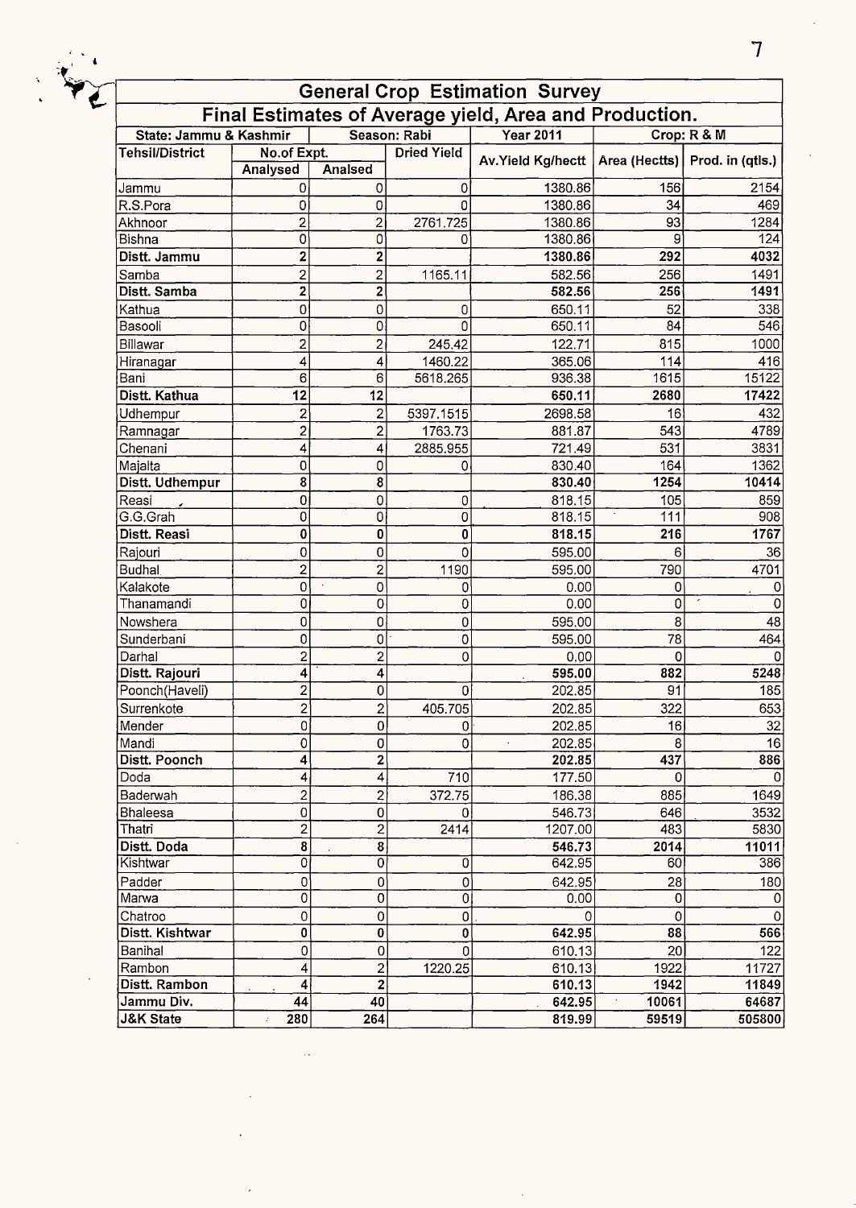## General Crop Estimation Survey

### Final Estimates of Average yield, Area and Production.

| State: Jammu & Kashmir | | Season: Rabi | | Year 2011 | Crop: R & M | |
|---|---|---|---|---|---|---|
| Tehsil/District | No.of Expt. | | Dried Yield | Av.Yield Kg/hectt | Area (Hectts) | Prod. in (qtls.) |
| | Analysed | Analsed | | | | |
| Jammu | 0 | 0 | 0 | 1380.86 | 156 | 2154 |
| R.S.Pora | 0 | 0 | 0 | 1380.86 | 34 | 469 |
| Akhnoor | 2 | 2 | 2761.725 | 1380.86 | 93 | 1284 |
| Bishna | 0 | 0 | 0 | 1380.86 | 9 | 124 |
| **Distt. Jammu** | **2** | **2** | | **1380.86** | **292** | **4032** |
| Samba | 2 | 2 | 1165.11 | 582.56 | 256 | 1491 |
| **Distt. Samba** | **2** | **2** | | **582.56** | **256** | **1491** |
| Kathua | 0 | 0 | 0 | 650.11 | 52 | 338 |
| Basooli | 0 | 0 | 0 | 650.11 | 84 | 546 |
| Billawar | 2 | 2 | 245.42 | 122.71 | 815 | 1000 |
| Hiranagar | 4 | 4 | 1460.22 | 365.06 | 114 | 416 |
| Bani | 6 | 6 | 5618.265 | 936.38 | 1615 | 15122 |
| **Distt. Kathua** | **12** | **12** | | **650.11** | **2680** | **17422** |
| Udhempur | 2 | 2 | 5397.1515 | 2698.58 | 16 | 432 |
| Ramnagar | 2 | 2 | 1763.73 | 881.87 | 543 | 4789 |
| Chenani | 4 | 4 | 2885.955 | 721.49 | 531 | 3831 |
| Majalta | 0 | 0 | 0 | 830.40 | 164 | 1362 |
| **Distt. Udhempur** | **8** | **8** | | **830.40** | **1254** | **10414** |
| Reasi | 0 | 0 | 0 | 818.15 | 105 | 859 |
| G.G.Grah | 0 | 0 | 0 | 818.15 | 111 | 908 |
| **Distt. Reasi** | **0** | **0** | **0** | **818.15** | **216** | **1767** |
| Rajouri | 0 | 0 | 0 | 595.00 | 6 | 36 |
| Budhal | 2 | 2 | 1190 | 595.00 | 790 | 4701 |
| Kalakote | 0 | 0 | 0 | 0.00 | 0 | 0 |
| Thanamandi | 0 | 0 | 0 | 0.00 | 0 | 0 |
| Nowshera | 0 | 0 | 0 | 595.00 | 8 | 48 |
| Sunderbani | 0 | 0 | 0 | 595.00 | 78 | 464 |
| Darhal | 2 | 2 | 0 | 0.00 | 0 | 0 |
| **Distt. Rajouri** | **4** | **4** | | **595.00** | **882** | **5248** |
| Poonch(Haveli) | 2 | 0 | 0 | 202.85 | 91 | 185 |
| Surrenkote | 2 | 2 | 405.705 | 202.85 | 322 | 653 |
| Mender | 0 | 0 | 0 | 202.85 | 16 | 32 |
| Mandi | 0 | 0 | 0 | 202.85 | 8 | 16 |
| **Distt. Poonch** | **4** | **2** | | **202.85** | **437** | **886** |
| Doda | 4 | 4 | 710 | 177.50 | 0 | 0 |
| Baderwah | 2 | 2 | 372.75 | 186.38 | 885 | 1649 |
| Bhaleesa | 0 | 0 | 0 | 546.73 | 646 | 3532 |
| Thatri | 2 | 2 | 2414 | 1207.00 | 483 | 5830 |
| **Distt. Doda** | **8** | **8** | | **546.73** | **2014** | **11011** |
| Kishtwar | 0 | 0 | 0 | 642.95 | 60 | 386 |
| Padder | 0 | 0 | 0 | 642.95 | 28 | 180 |
| Marwa | 0 | 0 | 0 | 0.00 | 0 | 0 |
| Chatroo | 0 | 0 | 0 | 0 | 0 | 0 |
| **Distt. Kishtwar** | **0** | **0** | **0** | **642.95** | **88** | **566** |
| Banihal | 0 | 0 | 0 | 610.13 | 20 | 122 |
| Rambon | 4 | 2 | 1220.25 | 610.13 | 1922 | 11727 |
| **Distt. Rambon** | **4** | **2** | | **610.13** | **1942** | **11849** |
| **Jammu Div.** | **44** | **40** | | **642.95** | **10061** | **64687** |
| **J&K State** | **280** | **264** | | **819.99** | **59519** | **505800** |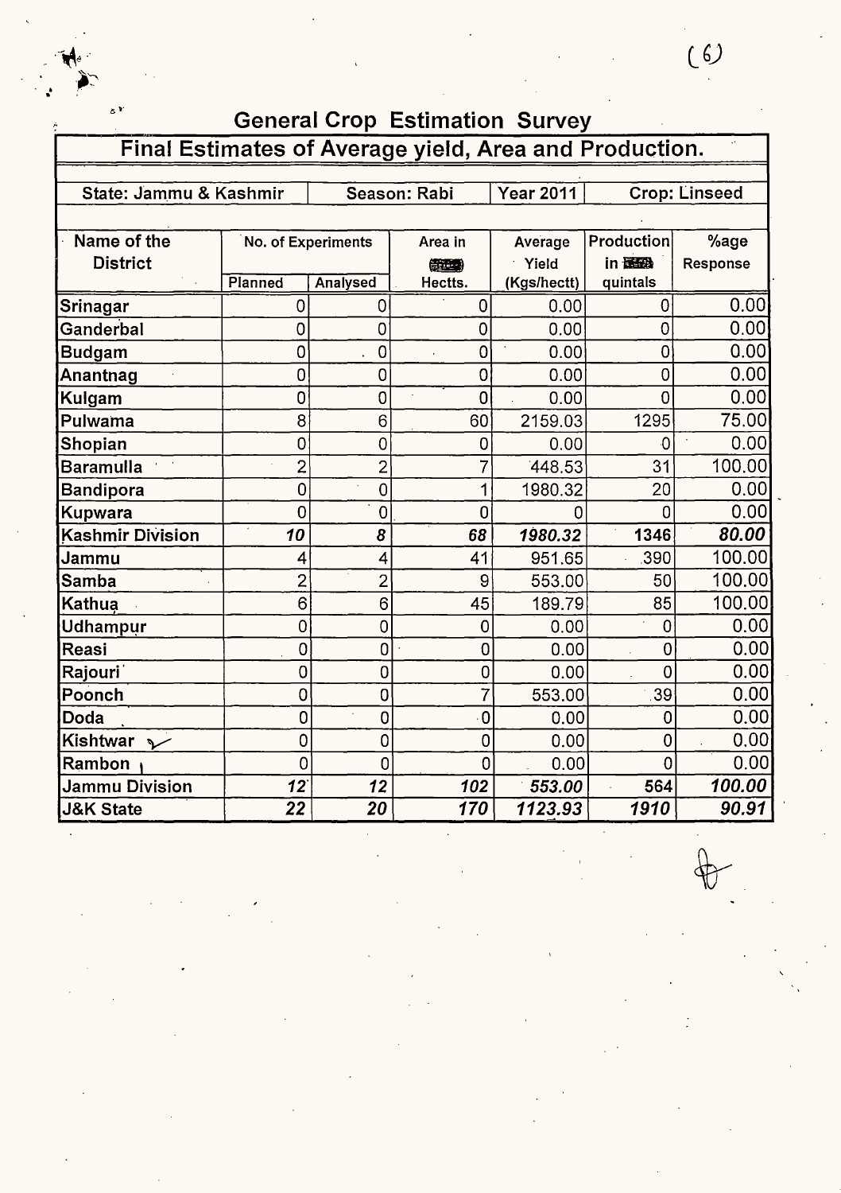## General Crop Estimation Survey

### Final Estimates of Average yield, Area and Production.

| State: Jammu & Kashmir | | Season: Rabi | | Year 2011 | Crop: Linseed | |
|---|---|---|---|---|---|---|
| **Name of the District** | **No. of Experiments** | | **Area in Hectts.** | **Average Yield (Kgs/hectt)** | **Production in quintals** | **%age Response** |
| | **Planned** | **Analysed** | | | | |
| Srinagar | 0 | 0 | 0 | 0.00 | 0 | 0.00 |
| Ganderbal | 0 | 0 | 0 | 0.00 | 0 | 0.00 |
| Budgam | 0 | 0 | 0 | 0.00 | 0 | 0.00 |
| Anantnag | 0 | 0 | 0 | 0.00 | 0 | 0.00 |
| Kulgam | 0 | 0 | 0 | 0.00 | 0 | 0.00 |
| Pulwama | 8 | 6 | 60 | 2159.03 | 1295 | 75.00 |
| Shopian | 0 | 0 | 0 | 0.00 | 0 | 0.00 |
| Baramulla | 2 | 2 | 7 | 448.53 | 31 | 100.00 |
| Bandipora | 0 | 0 | 1 | 1980.32 | 20 | 0.00 |
| Kupwara | 0 | 0 | 0 | 0 | 0 | 0.00 |
| **Kashmir Division** | ***10*** | ***8*** | ***68*** | ***1980.32*** | **1346** | ***80.00*** |
| Jammu | 4 | 4 | 41 | 951.65 | 390 | 100.00 |
| Samba | 2 | 2 | 9 | 553.00 | 50 | 100.00 |
| Kathua | 6 | 6 | 45 | 189.79 | 85 | 100.00 |
| Udhampur | 0 | 0 | 0 | 0.00 | 0 | 0.00 |
| Reasi | 0 | 0 | 0 | 0.00 | 0 | 0.00 |
| Rajouri | 0 | 0 | 0 | 0.00 | 0 | 0.00 |
| Poonch | 0 | 0 | 7 | 553.00 | 39 | 0.00 |
| Doda | 0 | 0 | 0 | 0.00 | 0 | 0.00 |
| Kishtwar | 0 | 0 | 0 | 0.00 | 0 | 0.00 |
| Rambon | 0 | 0 | 0 | 0.00 | 0 | 0.00 |
| **Jammu Division** | ***12*** | ***12*** | ***102*** | ***553.00*** | 564 | ***100.00*** |
| **J&K State** | ***22*** | ***20*** | ***170*** | ***1123.93*** | ***1910*** | ***90.91*** |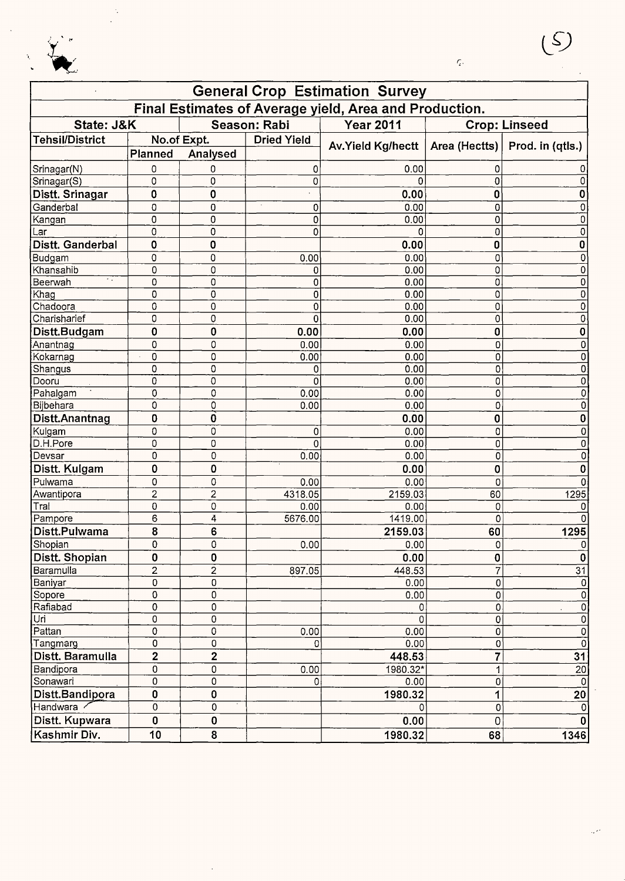| General Crop Estimation Survey | | | | | | |
|---|---|---|---|---|---|---|
| Final Estimates of Average yield, Area and Production. | | | | | | |
| State: J&K | | Season: Rabi | | Year 2011 | Crop: Linseed | |
| Tehsil/District | No.of Expt. | | Dried Yield | Av.Yield Kg/hectt | Area (Hectts) | Prod. in (qtls.) |
| | Planned | Analysed | | | | |
| Srinagar(N) | 0 | 0 | 0 | 0.00 | 0 | 0 |
| Srinagar(S) | 0 | 0 | 0 | 0 | 0 | 0 |
| **Distt. Srinagar** | **0** | **0** | | **0.00** | **0** | **0** |
| Ganderbal | 0 | 0 | 0 | 0.00 | 0 | 0 |
| Kangan | 0 | 0 | 0 | 0.00 | 0 | 0 |
| Lar | 0 | 0 | 0 | 0 | 0 | 0 |
| **Distt. Ganderbal** | **0** | **0** | | **0.00** | **0** | **0** |
| Budgam | 0 | 0 | 0.00 | 0.00 | 0 | 0 |
| Khansahib | 0 | 0 | 0 | 0.00 | 0 | 0 |
| Beerwah | 0 | 0 | 0 | 0.00 | 0 | 0 |
| Khag | 0 | 0 | 0 | 0.00 | 0 | 0 |
| Chadoora | 0 | 0 | 0 | 0.00 | 0 | 0 |
| Charisharief | 0 | 0 | 0 | 0.00 | 0 | 0 |
| **Distt.Budgam** | **0** | **0** | **0.00** | **0.00** | **0** | **0** |
| Anantnag | 0 | 0 | 0.00 | 0.00 | 0 | 0 |
| Kokarnag | 0 | 0 | 0.00 | 0.00 | 0 | 0 |
| Shangus | 0 | 0 | 0 | 0.00 | 0 | 0 |
| Dooru | 0 | 0 | 0 | 0.00 | 0 | 0 |
| Pahalgam | 0 | 0 | 0.00 | 0.00 | 0 | 0 |
| Bijbehara | 0 | 0 | 0.00 | 0.00 | 0 | 0 |
| **Distt.Anantnag** | **0** | **0** | | **0.00** | **0** | **0** |
| Kulgam | 0 | 0 | 0 | 0.00 | 0 | 0 |
| D.H.Pore | 0 | 0 | 0 | 0.00 | 0 | 0 |
| Devsar | 0 | 0 | 0.00 | 0.00 | 0 | 0 |
| **Distt. Kulgam** | **0** | **0** | | **0.00** | **0** | **0** |
| Pulwama | 0 | 0 | 0.00 | 0.00 | 0 | 0 |
| Awantipora | 2 | 2 | 4318.05 | 2159.03 | 60 | 1295 |
| Tral | 0 | 0 | 0.00 | 0.00 | 0 | 0 |
| Pampore | 6 | 4 | 5676.00 | 1419.00 | 0 | 0 |
| **Distt.Pulwama** | **8** | **6** | | **2159.03** | **60** | **1295** |
| Shopian | 0 | 0 | 0.00 | 0.00 | 0 | 0 |
| **Distt. Shopian** | **0** | **0** | | **0.00** | **0** | **0** |
| Baramulla | 2 | 2 | 897.05 | 448.53 | 7 | 31 |
| Baniyar | 0 | 0 | | 0.00 | 0 | 0 |
| Sopore | 0 | 0 | | 0.00 | 0 | 0 |
| Rafiabad | 0 | 0 | | 0 | 0 | 0 |
| Uri | 0 | 0 | | 0 | 0 | 0 |
| Pattan | 0 | 0 | 0.00 | 0.00 | 0 | 0 |
| Tangmarg | 0 | 0 | 0 | 0.00 | 0 | 0 |
| **Distt. Baramulla** | **2** | **2** | | **448.53** | **7** | **31** |
| Bandipora | 0 | 0 | 0.00 | 1980.32* | 1 | 20 |
| Sonawari | 0 | 0 | 0 | 0.00 | 0 | 0 |
| **Distt.Bandipora** | **0** | **0** | | **1980.32** | **1** | **20** |
| Handwara | 0 | 0 | | 0 | 0 | 0 |
| **Distt. Kupwara** | **0** | **0** | | **0.00** | **0** | **0** |
| **Kashmir Div.** | **10** | **8** | | **1980.32** | **68** | **1346** |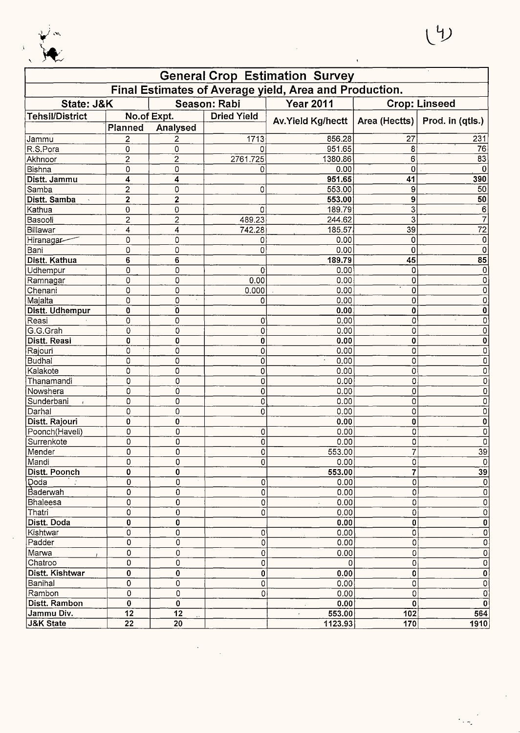| General Crop Estimation Survey | | | | | | |
|---|---|---|---|---|---|---|
| Final Estimates of Average yield, Area and Production. | | | | | | |
| State: J&K | | Season: Rabi | | Year 2011 | Crop: Linseed | |
| Tehsil/District | No.of Expt. | | Dried Yield | Av.Yield Kg/hectt | Area (Hectts) | Prod. in (qtls.) |
| | Planned | Analysed | | | | |
| Jammu | 2 | 2 | 1713 | 856.28 | 27 | 231 |
| R.S.Pora | 0 | 0 | 0 | 951.65 | 8 | 76 |
| Akhnoor | 2 | 2 | 2761.725 | 1380.86 | 6 | 83 |
| Bishna | 0 | 0 | 0 | 0.00 | 0 | 0 |
| **Distt. Jammu** | **4** | **4** | | **951.65** | **41** | **390** |
| Samba | 2 | 0 | 0 | 553.00 | 9 | 50 |
| **Distt. Samba** | **2** | **2** | | **553.00** | **9** | **50** |
| Kathua | 0 | 0 | 0 | 189.79 | 3 | 6 |
| Basooli | 2 | 2 | 489.23 | 244.62 | 3 | 7 |
| Billawar | 4 | 4 | 742.28 | 185.57 | 39 | 72 |
| Hiranagar | 0 | 0 | 0 | 0.00 | 0 | 0 |
| Bani | 0 | 0 | 0 | 0.00 | 0 | 0 |
| **Distt. Kathua** | **6** | **6** | | **189.79** | **45** | **85** |
| Udhempur | 0 | 0 | 0 | 0.00 | 0 | 0 |
| Ramnagar | 0 | 0 | 0.00 | 0.00 | 0 | 0 |
| Chenani | 0 | 0 | 0.000 | 0.00 | 0 | 0 |
| Majalta | 0 | 0 | 0 | 0.00 | 0 | 0 |
| **Distt. Udhempur** | **0** | **0** | | **0.00** | **0** | **0** |
| Reasi | 0 | 0 | 0 | 0.00 | 0 | 0 |
| G.G.Grah | 0 | 0 | 0 | 0.00 | 0 | 0 |
| **Distt. Reasi** | **0** | **0** | **0** | **0.00** | **0** | **0** |
| Rajouri | 0 | 0 | 0 | 0.00 | 0 | 0 |
| Budhal | 0 | 0 | 0 | 0.00 | 0 | 0 |
| Kalakote | 0 | 0 | 0 | 0.00 | 0 | 0 |
| Thanamandi | 0 | 0 | 0 | 0.00 | 0 | 0 |
| Nowshera | 0 | 0 | 0 | 0.00 | 0 | 0 |
| Sunderbani | 0 | 0 | 0 | 0.00 | 0 | 0 |
| Darhal | 0 | 0 | 0 | 0.00 | 0 | 0 |
| **Distt. Rajouri** | **0** | **0** | | **0.00** | **0** | **0** |
| Poonch(Haveli) | 0 | 0 | 0 | 0.00 | 0 | 0 |
| Surrenkote | 0 | 0 | 0 | 0.00 | 0 | 0 |
| Mender | 0 | 0 | 0 | 553.00 | 7 | 39 |
| Mandi | 0 | 0 | 0 | 0.00 | 0 | 0 |
| **Distt. Poonch** | **0** | **0** | | **553.00** | **7** | **39** |
| Doda | 0 | 0 | 0 | 0.00 | 0 | 0 |
| Baderwah | 0 | 0 | 0 | 0.00 | 0 | 0 |
| Bhaleesa | 0 | 0 | 0 | 0.00 | 0 | 0 |
| Thatri | 0 | 0 | 0 | 0.00 | 0 | 0 |
| **Distt. Doda** | **0** | **0** | | **0.00** | **0** | **0** |
| Kishtwar | 0 | 0 | 0 | 0.00 | 0 | 0 |
| Padder | 0 | 0 | 0 | 0.00 | 0 | 0 |
| Marwa | 0 | 0 | 0 | 0.00 | 0 | 0 |
| Chatroo | 0 | 0 | 0 | 0 | 0 | 0 |
| **Distt. Kishtwar** | **0** | **0** | **0** | **0.00** | **0** | **0** |
| Banihal | 0 | 0 | 0 | 0.00 | 0 | 0 |
| Rambon | 0 | 0 | 0 | 0.00 | 0 | 0 |
| **Distt. Rambon** | **0** | **0** | | **0.00** | **0** | **0** |
| **Jammu Div.** | **12** | **12** | | **553.00** | **102** | **564** |
| **J&K State** | **22** | **20** | | **1123.93** | **170** | **1910** |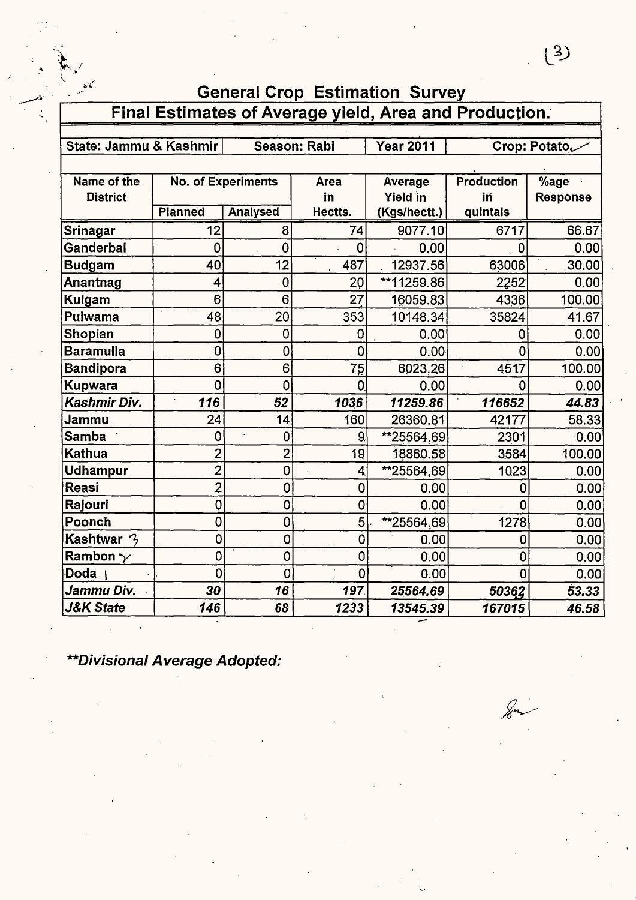## General Crop Estimation Survey

### Final Estimates of Average yield, Area and Production.

| State: Jammu & Kashmir | | Season: Rabi | | Year 2011 | Crop: Potato | |
|---|---|---|---|---|---|---|

| Name of the District | No. of Experiments | | Area in Hectts. | Average Yield in (Kgs/hectt.) | Production in quintals | %age Response |
|---|---|---|---|---|---|---|
| | Planned | Analysed | | | | |
| Srinagar | 12 | 8 | 74 | 9077.10 | 6717 | 66.67 |
| Ganderbal | 0 | 0 | 0 | 0.00 | 0 | 0.00 |
| Budgam | 40 | 12 | 487 | 12937.56 | 63006 | 30.00 |
| Anantnag | 4 | 0 | 20 | **11259.86 | 2252 | 0.00 |
| Kulgam | 6 | 6 | 27 | 16059.83 | 4336 | 100.00 |
| Pulwama | 48 | 20 | 353 | 10148.34 | 35824 | 41.67 |
| Shopian | 0 | 0 | 0 | 0.00 | 0 | 0.00 |
| Baramulla | 0 | 0 | 0 | 0.00 | 0 | 0.00 |
| Bandipora | 6 | 6 | 75 | 6023.26 | 4517 | 100.00 |
| Kupwara | 0 | 0 | 0 | 0.00 | 0 | 0.00 |
| ***Kashmir Div.*** | ***116*** | ***52*** | ***1036*** | ***11259.86*** | ***116652*** | ***44.83*** |
| Jammu | 24 | 14 | 160 | 26360.81 | 42177 | 58.33 |
| Samba | 0 | 0 | 9 | **25564.69 | 2301 | 0.00 |
| Kathua | 2 | 2 | 19 | 18860.58 | 3584 | 100.00 |
| Udhampur | 2 | 0 | 4 | **25564.69 | 1023 | 0.00 |
| Reasi | 2 | 0 | 0 | 0.00 | 0 | 0.00 |
| Rajouri | 0 | 0 | 0 | 0.00 | 0 | 0.00 |
| Poonch | 0 | 0 | 5 | **25564.69 | 1278 | 0.00 |
| Kashtwar | 0 | 0 | 0 | 0.00 | 0 | 0.00 |
| Rambon | 0 | 0 | 0 | 0.00 | 0 | 0.00 |
| Doda | 0 | 0 | 0 | 0.00 | 0 | 0.00 |
| ***Jammu Div.*** | ***30*** | ***16*** | ***197*** | ***25564.69*** | ***50362*** | ***53.33*** |
| ***J&K State*** | ***146*** | ***68*** | ***1233*** | ***13545.39*** | ***167015*** | ***46.58*** |

***Divisional Average Adopted:**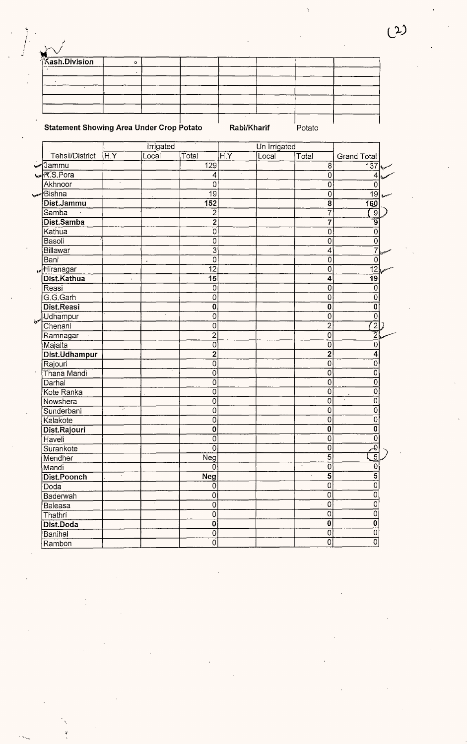| Kash.Division | | | | | | | |
|---|---|---|---|---|---|---|---|
| | | | | | | | |
| | | | | | | | |
| | | | | | | | |
| | | | | | | | |
| | | | | | | | |

**Statement Showing Area Under Crop Potato** **Rabi/Kharif** Potato

| Tehsil/District | Irrigated | | | Un Irrigated | | | Grand Total |
|---|---|---|---|---|---|---|---|
| | H.Y | Local | Total | H.Y | Local | Total | |
| Jammu | | | 129 | | | 8 | 137 |
| R.S.Pora | | | 4 | | | 0 | 4 |
| Akhnoor | | | 0 | | | 0 | 0 |
| Bishna | | | 19 | | | 0 | 19 |
| **Dist.Jammu** | | | **152** | | | **8** | **160** |
| Samba | | | 2 | | | 7 | 9 |
| **Dist.Samba** | | | **2** | | | **7** | **9** |
| Kathua | | | 0 | | | 0 | 0 |
| Basoli | | | 0 | | | 0 | 0 |
| Billawar | | | 3 | | | 4 | 7 |
| Bani | | | 0 | | | 0 | 0 |
| Hiranagar | | | 12 | | | 0 | 12 |
| **Dist.Kathua** | | | **15** | | | **4** | **19** |
| Reasi | | | 0 | | | 0 | 0 |
| G.G.Garh | | | 0 | | | 0 | 0 |
| **Dist.Reasi** | | | **0** | | | **0** | **0** |
| Udhampur | | | 0 | | | 0 | 0 |
| Chenani | | | 0 | | | 2 | 2 |
| Ramnagar | | | 2 | | | 0 | 2 |
| Majalta | | | 0 | | | 0 | 0 |
| **Dist.Udhampur** | | | **2** | | | **2** | **4** |
| Rajouri | | | 0 | | | 0 | 0 |
| Thana Mandi | | | 0 | | | 0 | 0 |
| Darhal | | | 0 | | | 0 | 0 |
| Kote Ranka | | | 0 | | | 0 | 0 |
| Nowshera | | | 0 | | | 0 | 0 |
| Sunderbani | | | 0 | | | 0 | 0 |
| Kalakote | | | 0 | | | 0 | 0 |
| **Dist.Rajouri** | | | **0** | | | **0** | **0** |
| Haveli | | | 0 | | | 0 | 0 |
| Surankote | | | 0 | | | 0 | 0 |
| Mendher | | | Neg | | | 5 | 5 |
| Mandi | | | 0 | | | 0 | 0 |
| **Dist.Poonch** | | | **Neg** | | | **5** | **5** |
| Doda | | | 0 | | | 0 | 0 |
| Baderwah | | | 0 | | | 0 | 0 |
| Baleasa | | | 0 | | | 0 | 0 |
| Thathri | | | 0 | | | 0 | 0 |
| **Dist.Doda** | | | **0** | | | **0** | **0** |
| Banihal | | | 0 | | | 0 | 0 |
| Rambon | | | 0 | | | 0 | 0 |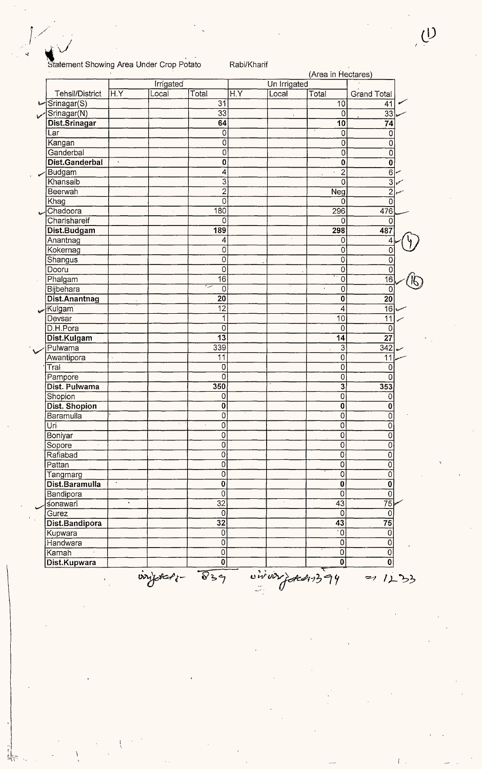Statement Showing Area Under Crop Potato Rabi/Kharif

(Area in Hectares)

| Tehsil/District | Irrigated | | | Un Irrigated | | | Grand Total |
|---|---|---|---|---|---|---|---|
| | H.Y | Local | Total | H.Y | Local | Total | |
| Srinagar(S) | | | 31 | | | 10 | 41 |
| Srinagar(N) | | | 33 | | | 0 | 33 |
| **Dist.Srinagar** | | | **64** | | | **10** | **74** |
| Lar | | | 0 | | | 0 | 0 |
| Kangan | | | 0 | | | 0 | 0 |
| Ganderbal | | | 0 | | | 0 | 0 |
| **Dist.Ganderbal** | | | **0** | | | **0** | **0** |
| Budgam | | | 4 | | | 2 | 6 |
| Khansaib | | | 3 | | | 0 | 3 |
| Beerwah | | | 2 | | | Neg | 2 |
| Khag | | | 0 | | | 0 | 0 |
| Chadoora | | | 180 | | | 296 | 476 |
| Charishareif | | | 0 | | | 0 | 0 |
| **Dist.Budgam** | | | **189** | | | **298** | **487** |
| Anantnag | | | 4 | | | 0 | 4 |
| Kokernag | | | 0 | | | 0 | 0 |
| Shangus | | | 0 | | | 0 | 0 |
| Dooru | | | 0 | | | 0 | 0 |
| Phalgam | | | 16 | | | 0 | 16 |
| Bijbehara | | | 0 | | | 0 | 0 |
| **Dist.Anantnag** | | | **20** | | | **0** | **20** |
| Kulgam | | | 12 | | | 4 | 16 |
| Devsar | | | 1 | | | 10 | 11 |
| D.H.Pora | | | 0 | | | 0 | 0 |
| **Dist.Kulgam** | | | **13** | | | **14** | **27** |
| Pulwama | | | 339 | | | 3 | 342 |
| Awantipora | | | 11 | | | 0 | 11 |
| Tral | | | 0 | | | 0 | 0 |
| Pampore | | | 0 | | | 0 | 0 |
| **Dist. Pulwama** | | | **350** | | | **3** | **353** |
| Shopion | | | 0 | | | 0 | 0 |
| **Dist. Shopion** | | | **0** | | | **0** | **0** |
| Baramulla | | | 0 | | | 0 | 0 |
| Uri | | | 0 | | | 0 | 0 |
| Boniyar | | | 0 | | | 0 | 0 |
| Sopore | | | 0 | | | 0 | 0 |
| Rafiabad | | | 0 | | | 0 | 0 |
| Pattan | | | 0 | | | 0 | 0 |
| Tangmarg | | | 0 | | | 0 | 0 |
| **Dist.Baramulla** | | | **0** | | | **0** | **0** |
| Bandipora | | | 0 | | | 0 | 0 |
| sonawari | | | 32 | | | 43 | 75 |
| Gurez | | | 0 | | | 0 | 0 |
| **Dist.Bandipora** | | | **32** | | | **43** | **75** |
| Kupwara | | | 0 | | | 0 | 0 |
| Handwara | | | 0 | | | 0 | 0 |
| Karnah | | | 0 | | | 0 | 0 |
| **Dist.Kupwara** | | | **0** | | | **0** | **0** |

Irrigated - 839 &nbsp;&nbsp; Unirrigated - 394 &nbsp;&nbsp; = 1233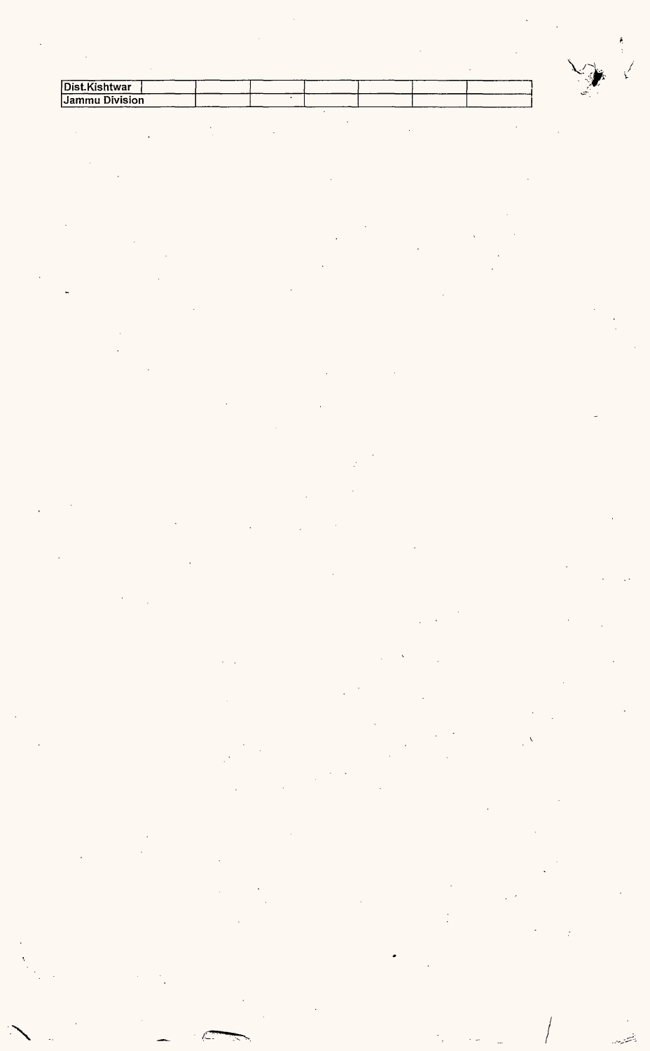| | | | | | | | |
|---|---|---|---|---|---|---|---|
| Dist.Kishtwar | | | | | | | |
| Jammu Division | | | | | | | |